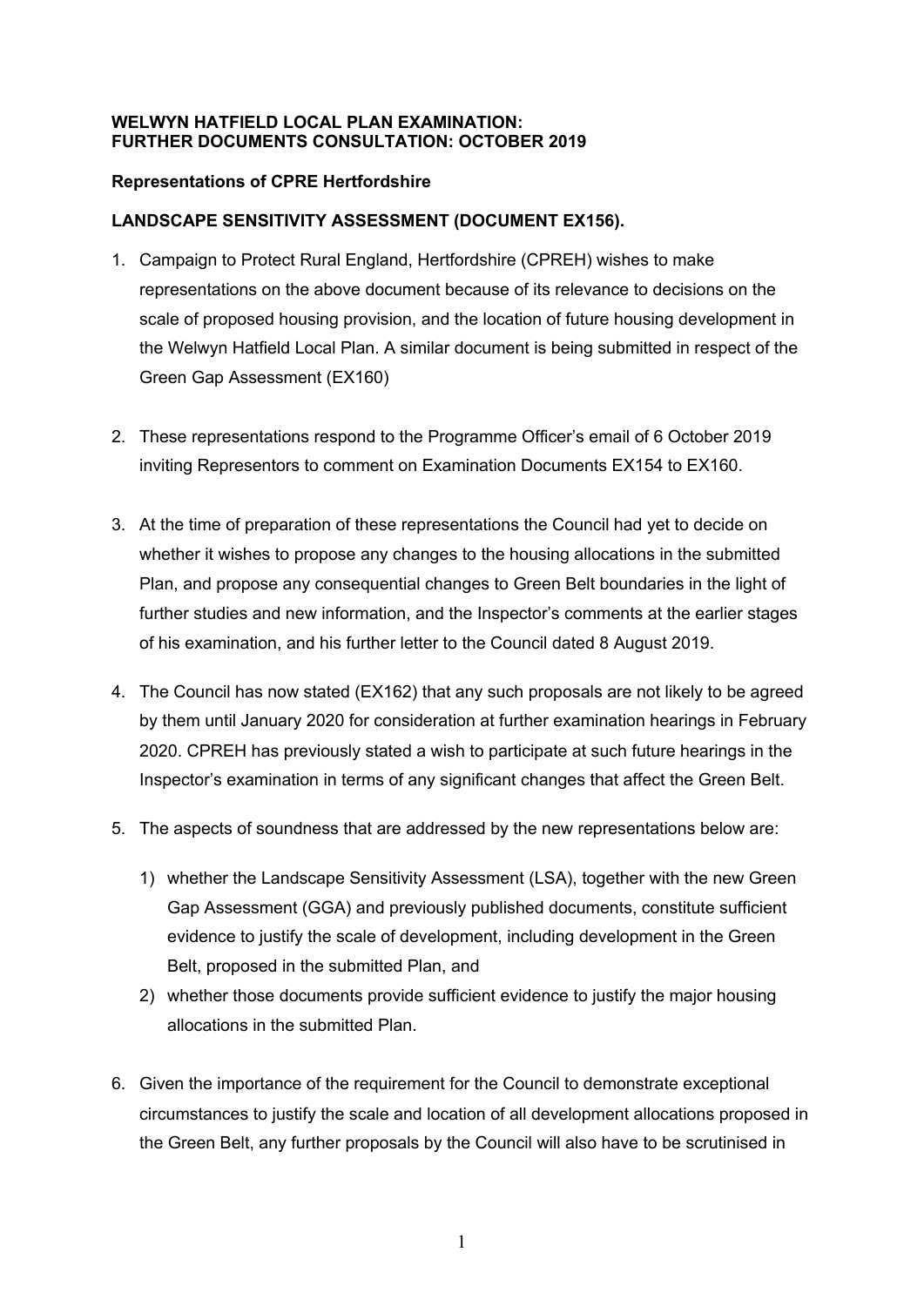**WELYWN HATFIELD LOCAL PLAN EXAMINATION:**
**FURTHER DOCUMENTS CONSULTATION: OCTOBER 2019**

**Representations of CPRE Hertfordshire**

**LANDSCAPE SENSITIVITY ASSESSMENT (DOCUMENT EX156).**

1. Campaign to Protect Rural England, Hertfordshire (CPREH) wishes to make representations on the above document because of its relevance to decisions on the scale of proposed housing provision, and the location of future housing development in the Welwyn Hatfield Local Plan. A similar document is being submitted in respect of the Green Gap Assessment (EX160)

2. These representations respond to the Programme Officer's email of 6 October 2019 inviting Representors to comment on Examination Documents EX154 to EX160.

3. At the time of preparation of these representations the Council had yet to decide on whether it wishes to propose any changes to the housing allocations in the submitted Plan, and propose any consequential changes to Green Belt boundaries in the light of further studies and new information, and the Inspector's comments at the earlier stages of his examination, and his further letter to the Council dated 8 August 2019.

4. The Council has now stated (EX162) that any such proposals are not likely to be agreed by them until January 2020 for consideration at further examination hearings in February 2020. CPREH has previously stated a wish to participate at such future hearings in the Inspector's examination in terms of any significant changes that affect the Green Belt.

5. The aspects of soundness that are addressed by the new representations below are:

   1) whether the Landscape Sensitivity Assessment (LSA), together with the new Green Gap Assessment (GGA) and previously published documents, constitute sufficient evidence to justify the scale of development, including development in the Green Belt, proposed in the submitted Plan, and
   2) whether those documents provide sufficient evidence to justify the major housing allocations in the submitted Plan.

6. Given the importance of the requirement for the Council to demonstrate exceptional circumstances to justify the scale and location of all development allocations proposed in the Green Belt, any further proposals by the Council will also have to be scrutinised in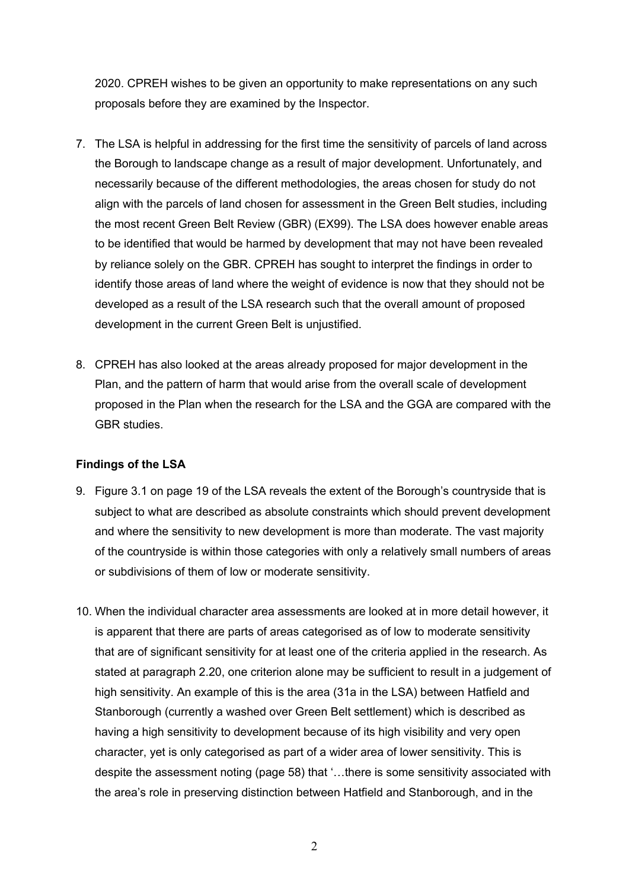2020. CPREH wishes to be given an opportunity to make representations on any such proposals before they are examined by the Inspector.

7. The LSA is helpful in addressing for the first time the sensitivity of parcels of land across the Borough to landscape change as a result of major development. Unfortunately, and necessarily because of the different methodologies, the areas chosen for study do not align with the parcels of land chosen for assessment in the Green Belt studies, including the most recent Green Belt Review (GBR) (EX99). The LSA does however enable areas to be identified that would be harmed by development that may not have been revealed by reliance solely on the GBR. CPREH has sought to interpret the findings in order to identify those areas of land where the weight of evidence is now that they should not be developed as a result of the LSA research such that the overall amount of proposed development in the current Green Belt is unjustified.

8. CPREH has also looked at the areas already proposed for major development in the Plan, and the pattern of harm that would arise from the overall scale of development proposed in the Plan when the research for the LSA and the GGA are compared with the GBR studies.

**Findings of the LSA**

9. Figure 3.1 on page 19 of the LSA reveals the extent of the Borough's countryside that is subject to what are described as absolute constraints which should prevent development and where the sensitivity to new development is more than moderate. The vast majority of the countryside is within those categories with only a relatively small numbers of areas or subdivisions of them of low or moderate sensitivity.

10. When the individual character area assessments are looked at in more detail however, it is apparent that there are parts of areas categorised as of low to moderate sensitivity that are of significant sensitivity for at least one of the criteria applied in the research. As stated at paragraph 2.20, one criterion alone may be sufficient to result in a judgement of high sensitivity. An example of this is the area (31a in the LSA) between Hatfield and Stanborough (currently a washed over Green Belt settlement) which is described as having a high sensitivity to development because of its high visibility and very open character, yet is only categorised as part of a wider area of lower sensitivity. This is despite the assessment noting (page 58) that '…there is some sensitivity associated with the area's role in preserving distinction between Hatfield and Stanborough, and in the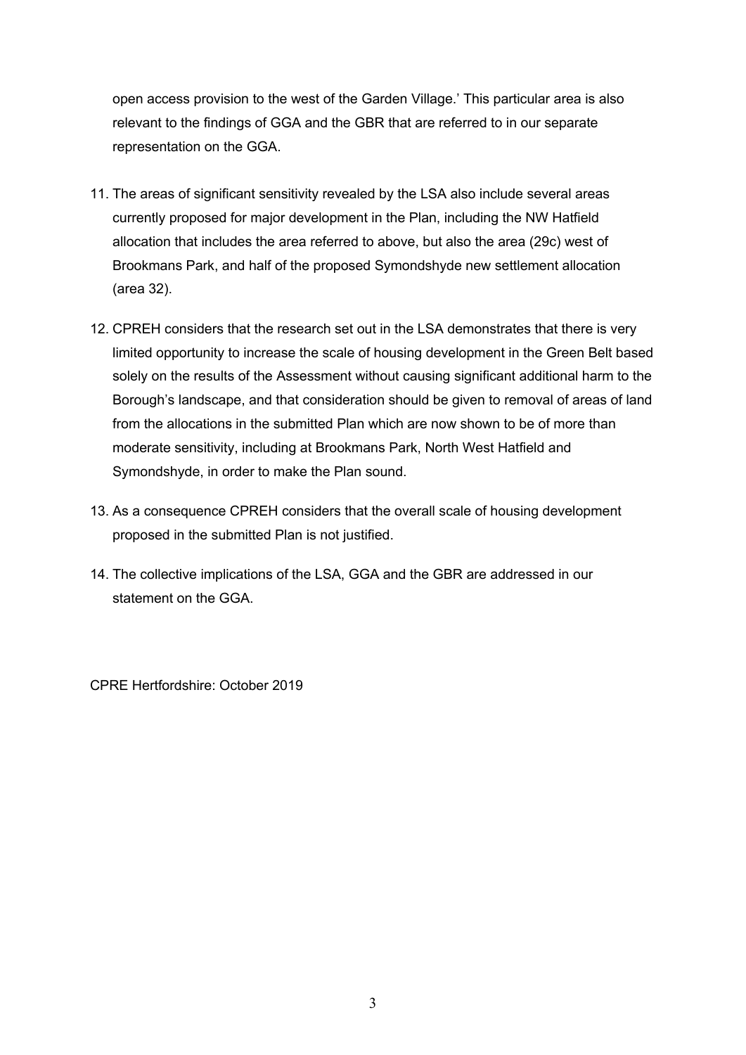open access provision to the west of the Garden Village.' This particular area is also relevant to the findings of GGA and the GBR that are referred to in our separate representation on the GGA.

11. The areas of significant sensitivity revealed by the LSA also include several areas currently proposed for major development in the Plan, including the NW Hatfield allocation that includes the area referred to above, but also the area (29c) west of Brookmans Park, and half of the proposed Symondshyde new settlement allocation (area 32).

12. CPREH considers that the research set out in the LSA demonstrates that there is very limited opportunity to increase the scale of housing development in the Green Belt based solely on the results of the Assessment without causing significant additional harm to the Borough's landscape, and that consideration should be given to removal of areas of land from the allocations in the submitted Plan which are now shown to be of more than moderate sensitivity, including at Brookmans Park, North West Hatfield and Symondshyde, in order to make the Plan sound.

13. As a consequence CPREH considers that the overall scale of housing development proposed in the submitted Plan is not justified.

14. The collective implications of the LSA, GGA and the GBR are addressed in our statement on the GGA.

CPRE Hertfordshire: October 2019